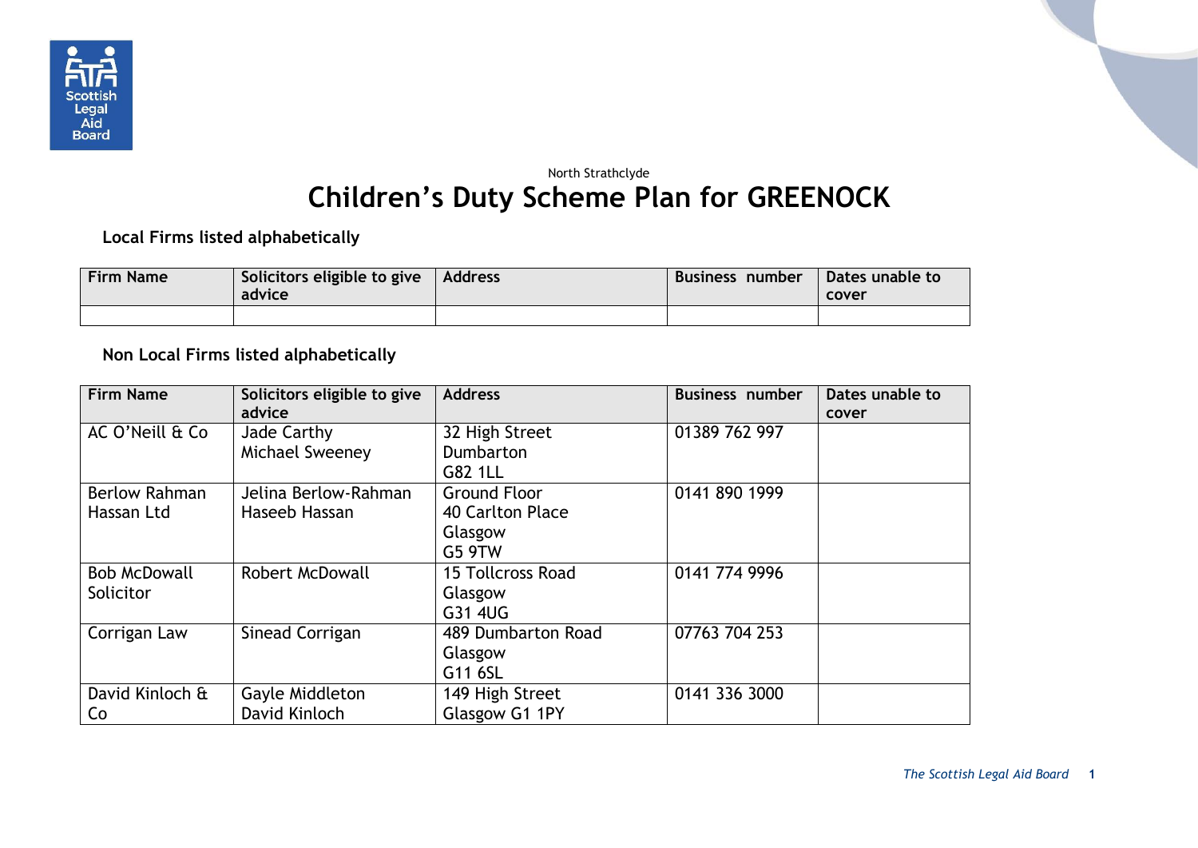North Strathclyde

# Children's Duty Scheme Plan for GREENOCK

## Local Firms listed alphabetically

| Firm Name | Solicitors eligible to give advice | Address | Business number | Dates unable to cover |
|---|---|---|---|---|
| | | | | |

## Non Local Firms listed alphabetically

| Firm Name | Solicitors eligible to give advice | Address | Business number | Dates unable to cover |
|---|---|---|---|---|
| AC O'Neill & Co | Jade Carthy<br>Michael Sweeney | 32 High Street<br>Dumbarton<br>G82 1LL | 01389 762 997 | |
| Berlow Rahman Hassan Ltd | Jelina Berlow-Rahman<br>Haseeb Hassan | Ground Floor<br>40 Carlton Place<br>Glasgow<br>G5 9TW | 0141 890 1999 | |
| Bob McDowall Solicitor | Robert McDowall | 15 Tollcross Road<br>Glasgow<br>G31 4UG | 0141 774 9996 | |
| Corrigan Law | Sinead Corrigan | 489 Dumbarton Road<br>Glasgow<br>G11 6SL | 07763 704 253 | |
| David Kinloch & Co | Gayle Middleton<br>David Kinloch | 149 High Street<br>Glasgow G1 1PY | 0141 336 3000 | |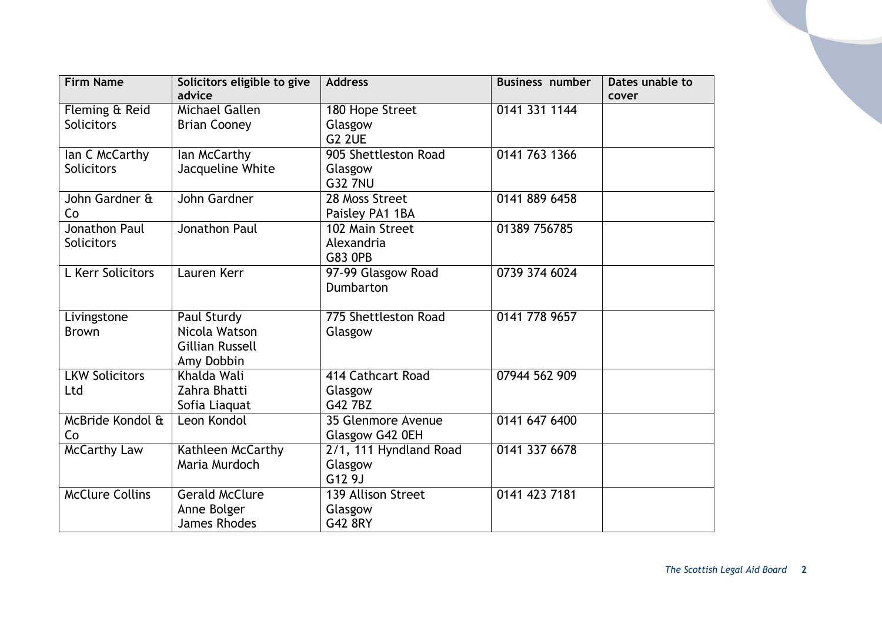| Firm Name | Solicitors eligible to give advice | Address | Business number | Dates unable to cover |
|---|---|---|---|---|
| Fleming & Reid Solicitors | Michael Gallen<br>Brian Cooney | 180 Hope Street<br>Glasgow<br>G2 2UE | 0141 331 1144 | |
| Ian C McCarthy Solicitors | Ian McCarthy<br>Jacqueline White | 905 Shettleston Road<br>Glasgow<br>G32 7NU | 0141 763 1366 | |
| John Gardner & Co | John Gardner | 28 Moss Street<br>Paisley PA1 1BA | 0141 889 6458 | |
| Jonathon Paul Solicitors | Jonathon Paul | 102 Main Street<br>Alexandria<br>G83 0PB | 01389 756785 | |
| L Kerr Solicitors | Lauren Kerr | 97-99 Glasgow Road<br>Dumbarton | 0739 374 6024 | |
| Livingstone Brown | Paul Sturdy<br>Nicola Watson<br>Gillian Russell<br>Amy Dobbin | 775 Shettleston Road<br>Glasgow | 0141 778 9657 | |
| LKW Solicitors Ltd | Khalda Wali<br>Zahra Bhatti<br>Sofia Liaquat | 414 Cathcart Road<br>Glasgow<br>G42 7BZ | 07944 562 909 | |
| McBride Kondol & Co | Leon Kondol | 35 Glenmore Avenue<br>Glasgow G42 0EH | 0141 647 6400 | |
| McCarthy Law | Kathleen McCarthy<br>Maria Murdoch | 2/1, 111 Hyndland Road<br>Glasgow<br>G12 9J | 0141 337 6678 | |
| McClure Collins | Gerald McClure<br>Anne Bolger<br>James Rhodes | 139 Allison Street<br>Glasgow<br>G42 8RY | 0141 423 7181 | |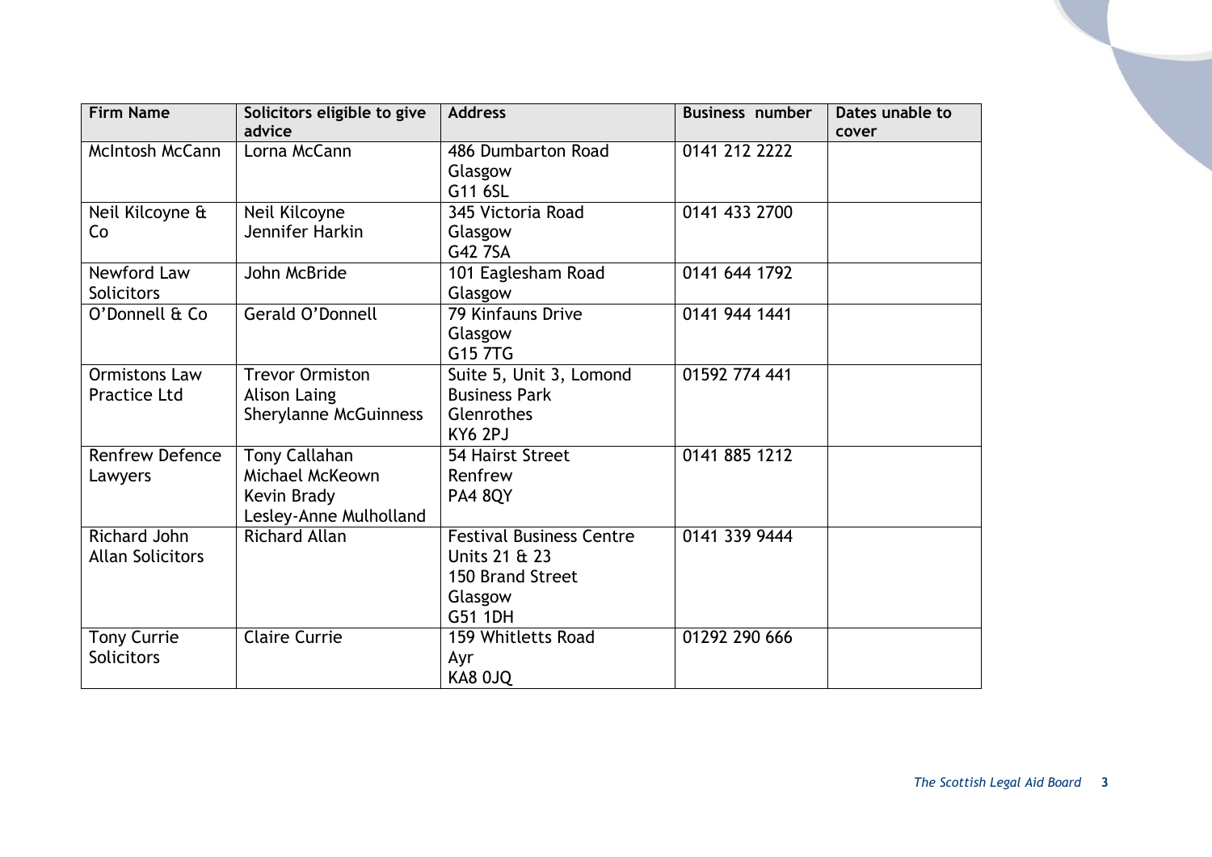| Firm Name | Solicitors eligible to give advice | Address | Business number | Dates unable to cover |
|---|---|---|---|---|
| McIntosh McCann | Lorna McCann | 486 Dumbarton Road<br>Glasgow<br>G11 6SL | 0141 212 2222 | |
| Neil Kilcoyne & Co | Neil Kilcoyne<br>Jennifer Harkin | 345 Victoria Road<br>Glasgow<br>G42 7SA | 0141 433 2700 | |
| Newford Law Solicitors | John McBride | 101 Eaglesham Road<br>Glasgow | 0141 644 1792 | |
| O'Donnell & Co | Gerald O'Donnell | 79 Kinfauns Drive<br>Glasgow<br>G15 7TG | 0141 944 1441 | |
| Ormistons Law Practice Ltd | Trevor Ormiston<br>Alison Laing<br>Sherylanne McGuinness | Suite 5, Unit 3, Lomond Business Park<br>Glenrothes<br>KY6 2PJ | 01592 774 441 | |
| Renfrew Defence Lawyers | Tony Callahan<br>Michael McKeown<br>Kevin Brady<br>Lesley-Anne Mulholland | 54 Hairst Street<br>Renfrew<br>PA4 8QY | 0141 885 1212 | |
| Richard John Allan Solicitors | Richard Allan | Festival Business Centre<br>Units 21 & 23<br>150 Brand Street<br>Glasgow<br>G51 1DH | 0141 339 9444 | |
| Tony Currie Solicitors | Claire Currie | 159 Whitletts Road<br>Ayr<br>KA8 0JQ | 01292 290 666 | |